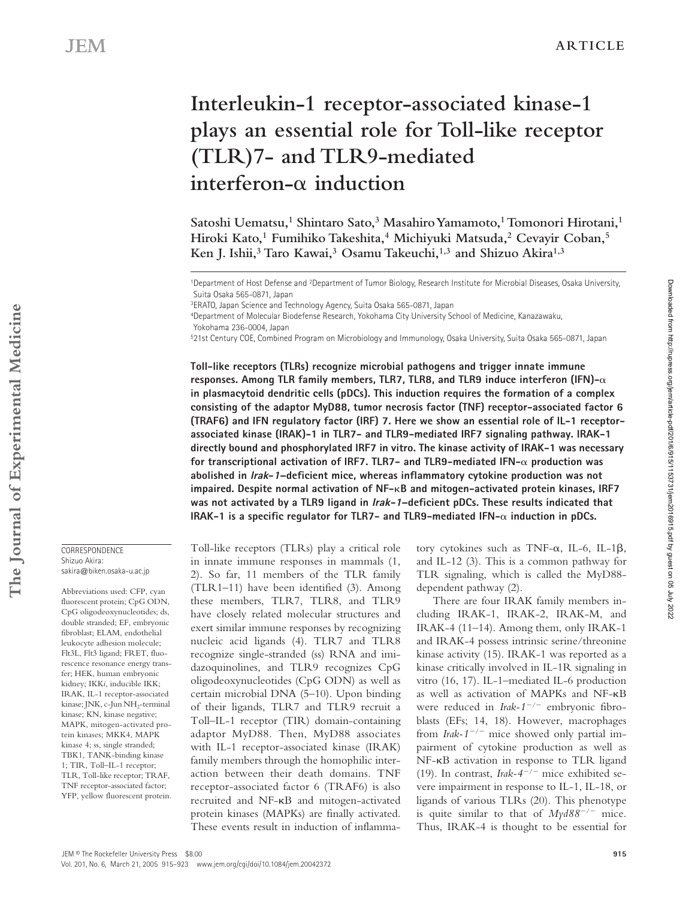# Interleukin-1 receptor-associated kinase-1 plays an essential role for Toll-like receptor (TLR)7- and TLR9-mediated interferon-α induction

Satoshi Uematsu,[1] Shintaro Sato,[3] Masahiro Yamamoto,[1] Tomonori Hirotani,[1] Hiroki Kato,[1] Fumihiko Takeshita,[4] Michiyuki Matsuda,[2] Cevayir Coban,[5] Ken J. Ishii,[3] Taro Kawai,[3] Osamu Takeuchi,[1,3] and Shizuo Akira[1,3]

[1]Department of Host Defense and [2]Department of Tumor Biology, Research Institute for Microbial Diseases, Osaka University, Suita Osaka 565-0871, Japan

[3]ERATO, Japan Science and Technology Agency, Suita Osaka 565-0871, Japan

[4]Department of Molecular Biodefense Research, Yokohama City University School of Medicine, Kanazawaku, Yokohama 236-0004, Japan

[5]21st Century COE, Combined Program on Microbiology and Immunology, Osaka University, Suita Osaka 565-0871, Japan

**Toll-like receptors (TLRs) recognize microbial pathogens and trigger innate immune responses. Among TLR family members, TLR7, TLR8, and TLR9 induce interferon (IFN)-α in plasmacytoid dendritic cells (pDCs). This induction requires the formation of a complex consisting of the adaptor MyD88, tumor necrosis factor (TNF) receptor-associated factor 6 (TRAF6) and IFN regulatory factor (IRF) 7. Here we show an essential role of IL-1 receptor-associated kinase (IRAK)-1 in TLR7- and TLR9-mediated IRF7 signaling pathway. IRAK-1 directly bound and phosphorylated IRF7 in vitro. The kinase activity of IRAK-1 was necessary for transcriptional activation of IRF7. TLR7- and TLR9-mediated IFN-α production was abolished in *Irak-1*–deficient mice, whereas inflammatory cytokine production was not impaired. Despite normal activation of NF-κB and mitogen-activated protein kinases, IRF7 was not activated by a TLR9 ligand in *Irak-1*–deficient pDCs. These results indicated that IRAK-1 is a specific regulator for TLR7- and TLR9-mediated IFN-α induction in pDCs.**

CORRESPONDENCE
Shizuo Akira:
sakira@biken.osaka-u.ac.jp

Abbreviations used: CFP, cyan fluorescent protein; CpG ODN, CpG oligodeoxynucleotides; ds, double stranded; EF, embryonic fibroblast; ELAM, endothelial leukocyte adhesion molecule; Flt3L, Flt3 ligand; FRET, fluorescence resonance energy transfer; HEK, human embryonic kidney; IKK*i*, inducible IKK; IRAK, IL-1 receptor-associated kinase; JNK, c-Jun $NH_2$-terminal kinase; KN, kinase negative; MAPK, mitogen-activated protein kinases; MKK4, MAPK kinase 4; ss, single stranded; TBK1, TANK-binding kinase 1; TIR, Toll–IL-1 receptor; TLR, Toll-like receptor; TRAF, TNF receptor-associated factor; YFP, yellow fluorescent protein.

Toll-like receptors (TLRs) play a critical role in innate immune responses in mammals (1, 2). So far, 11 members of the TLR family (TLR1–11) have been identified (3). Among these members, TLR7, TLR8, and TLR9 have closely related molecular structures and exert similar immune responses by recognizing nucleic acid ligands (4). TLR7 and TLR8 recognize single-stranded (ss) RNA and imidazoquinolines, and TLR9 recognizes CpG oligodeoxynucleotides (CpG ODN) as well as certain microbial DNA (5–10). Upon binding of their ligands, TLR7 and TLR9 recruit a Toll–IL-1 receptor (TIR) domain-containing adaptor MyD88. Then, MyD88 associates with IL-1 receptor-associated kinase (IRAK) family members through the homophilic interaction between their death domains. TNF receptor-associated factor 6 (TRAF6) is also recruited and NF-κB and mitogen-activated protein kinases (MAPKs) are finally activated. These events result in induction of inflammatory cytokines such as TNF-α, IL-6, IL-1β, and IL-12 (3). This is a common pathway for TLR signaling, which is called the MyD88-dependent pathway (2).

There are four IRAK family members including IRAK-1, IRAK-2, IRAK-M, and IRAK-4 (11–14). Among them, only IRAK-1 and IRAK-4 possess intrinsic serine/threonine kinase activity (15). IRAK-1 was reported as a kinase critically involved in IL-1R signaling in vitro (16, 17). IL-1–mediated IL-6 production as well as activation of MAPKs and NF-κB were reduced in *Irak-1*$^{-/-}$ embryonic fibroblasts (EFs; 14, 18). However, macrophages from *Irak-1*$^{-/-}$ mice showed only partial impairment of cytokine production as well as NF-κB activation in response to TLR ligand (19). In contrast, *Irak-4*$^{-/-}$ mice exhibited severe impairment in response to IL-1, IL-18, or ligands of various TLRs (20). This phenotype is quite similar to that of *Myd88*$^{-/-}$ mice. Thus, IRAK-4 is thought to be essential for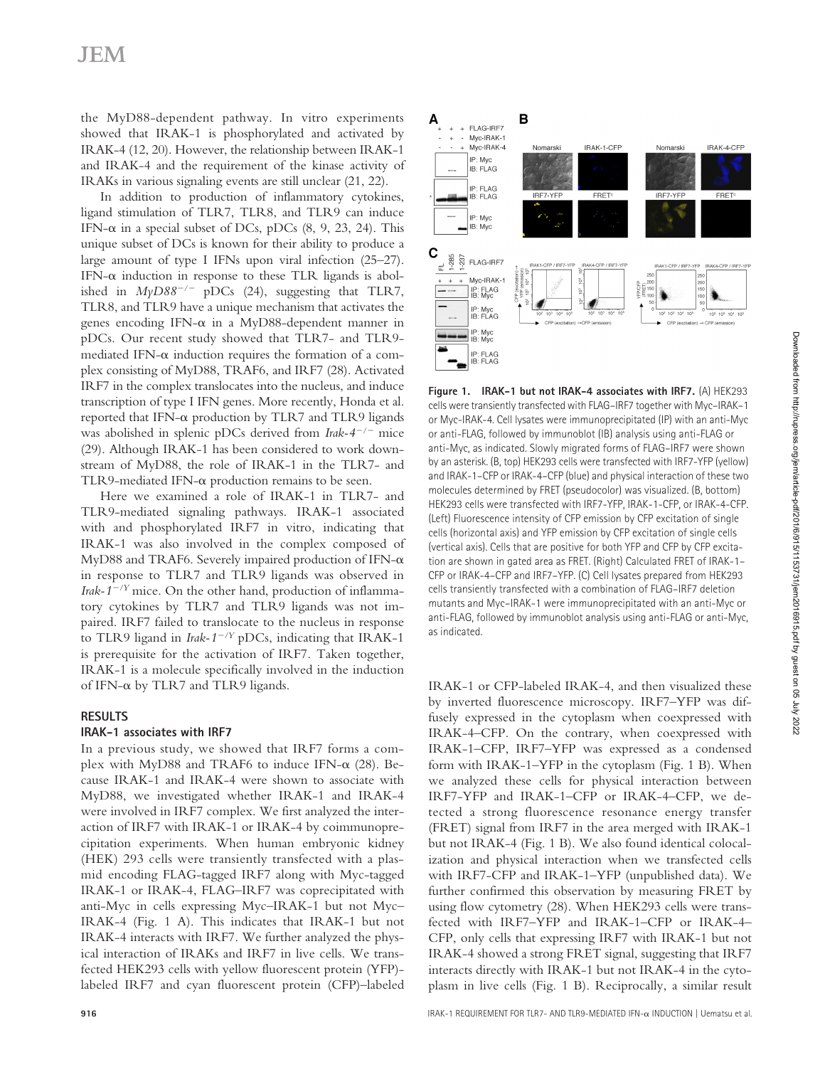the MyD88-dependent pathway. In vitro experiments showed that IRAK-1 is phosphorylated and activated by IRAK-4 (12, 20). However, the relationship between IRAK-1 and IRAK-4 and the requirement of the kinase activity of IRAKs in various signaling events are still unclear (21, 22).

In addition to production of inflammatory cytokines, ligand stimulation of TLR7, TLR8, and TLR9 can induce IFN-α in a special subset of DCs, pDCs (8, 9, 23, 24). This unique subset of DCs is known for their ability to produce a large amount of type I IFNs upon viral infection (25–27). IFN-α induction in response to these TLR ligands is abolished in *MyD88*$^{-/-}$ pDCs (24), suggesting that TLR7, TLR8, and TLR9 have a unique mechanism that activates the genes encoding IFN-α in a MyD88-dependent manner in pDCs. Our recent study showed that TLR7- and TLR9-mediated IFN-α induction requires the formation of a complex consisting of MyD88, TRAF6, and IRF7 (28). Activated IRF7 in the complex translocates into the nucleus, and induce transcription of type I IFN genes. More recently, Honda et al. reported that IFN-α production by TLR7 and TLR9 ligands was abolished in splenic pDCs derived from *Irak-4*$^{-/-}$ mice (29). Although IRAK-1 has been considered to work downstream of MyD88, the role of IRAK-1 in the TLR7- and TLR9-mediated IFN-α production remains to be seen.

Here we examined a role of IRAK-1 in TLR7- and TLR9-mediated signaling pathways. IRAK-1 associated with and phosphorylated IRF7 in vitro, indicating that IRAK-1 was also involved in the complex composed of MyD88 and TRAF6. Severely impaired production of IFN-α in response to TLR7 and TLR9 ligands was observed in *Irak-1*$^{-/Y}$ mice. On the other hand, production of inflammatory cytokines by TLR7 and TLR9 ligands was not impaired. IRF7 failed to translocate to the nucleus in response to TLR9 ligand in *Irak-1*$^{-/Y}$ pDCs, indicating that IRAK-1 is prerequisite for the activation of IRF7. Taken together, IRAK-1 is a molecule specifically involved in the induction of IFN-α by TLR7 and TLR9 ligands.

## RESULTS

### IRAK-1 associates with IRF7

In a previous study, we showed that IRF7 forms a complex with MyD88 and TRAF6 to induce IFN-α (28). Because IRAK-1 and IRAK-4 were shown to associate with MyD88, we investigated whether IRAK-1 and IRAK-4 were involved in IRF7 complex. We first analyzed the interaction of IRF7 with IRAK-1 or IRAK-4 by coimmunoprecipitation experiments. When human embryonic kidney (HEK) 293 cells were transiently transfected with a plasmid encoding FLAG-tagged IRF7 along with Myc-tagged IRAK-1 or IRAK-4, FLAG–IRF7 was coprecipitated with anti-Myc in cells expressing Myc–IRAK-1 but not Myc–IRAK-4 (Fig. 1 A). This indicates that IRAK-1 but not IRAK-4 interacts with IRF7. We further analyzed the physical interaction of IRAKs and IRF7 in live cells. We transfected HEK293 cells with yellow fluorescent protein (YFP)-labeled IRF7 and cyan fluorescent protein (CFP)–labeled IRAK-1 or CFP-labeled IRAK-4, and then visualized these by inverted fluorescence microscopy. IRF7–YFP was diffusely expressed in the cytoplasm when coexpressed with IRAK-4–CFP. On the contrary, when coexpressed with IRAK-1–CFP, IRF7–YFP was expressed as a condensed form with IRAK-1–YFP in the cytoplasm (Fig. 1 B). When we analyzed these cells for physical interaction between IRF7-YFP and IRAK-1–CFP or IRAK-4–CFP, we detected a strong fluorescence resonance energy transfer (FRET) signal from IRF7 in the area merged with IRAK-1 but not IRAK-4 (Fig. 1 B). We also found identical colocalization and physical interaction when we transfected cells with IRF7–CFP and IRAK-1–YFP (unpublished data). We further confirmed this observation by measuring FRET by using flow cytometry (28). When HEK293 cells were transfected with IRF7–YFP and IRAK-1–CFP or IRAK-4–CFP, only cells that expressing IRF7 with IRAK-1 but not IRAK-4 showed a strong FRET signal, suggesting that IRF7 interacts directly with IRAK-1 but not IRAK-4 in the cytoplasm in live cells (Fig. 1 B). Reciprocally, a similar result

**Figure 1. IRAK-1 but not IRAK-4 associates with IRF7.** (A) HEK293 cells were transiently transfected with FLAG–IRF7 together with Myc–IRAK-1 or Myc-IRAK-4. Cell lysates were immunoprecipitated (IP) with an anti-Myc or anti-FLAG, followed by immunoblot (IB) analysis using anti-FLAG or anti-Myc, as indicated. Slowly migrated forms of FLAG–IRF7 were shown by an asterisk. (B, top) HEK293 cells were transfected with IRF7-YFP (yellow) and IRAK-1–CFP or IRAK-4–CFP (blue) and physical interaction of these two molecules determined by FRET (pseudocolor) was visualized. (B, bottom) HEK293 cells were transfected with IRF7-YFP, IRAK-1-CFP, or IRAK-4-CFP. (Left) Fluorescence intensity of CFP emission by CFP excitation of single cells (horizontal axis) and YFP emission by CFP excitation of single cells (vertical axis). Cells that are positive for both YFP and CFP by CFP excitation are shown in gated area as FRET. (Right) Calculated FRET of IRAK-1–CFP or IRAK-4–CFP and IRF7–YFP. (C) Cell lysates prepared from HEK293 cells transiently transfected with a combination of FLAG–IRF7 deletion mutants and Myc–IRAK-1 were immunoprecipitated with an anti-Myc or anti-FLAG, followed by immunoblot analysis using anti-FLAG or anti-Myc, as indicated.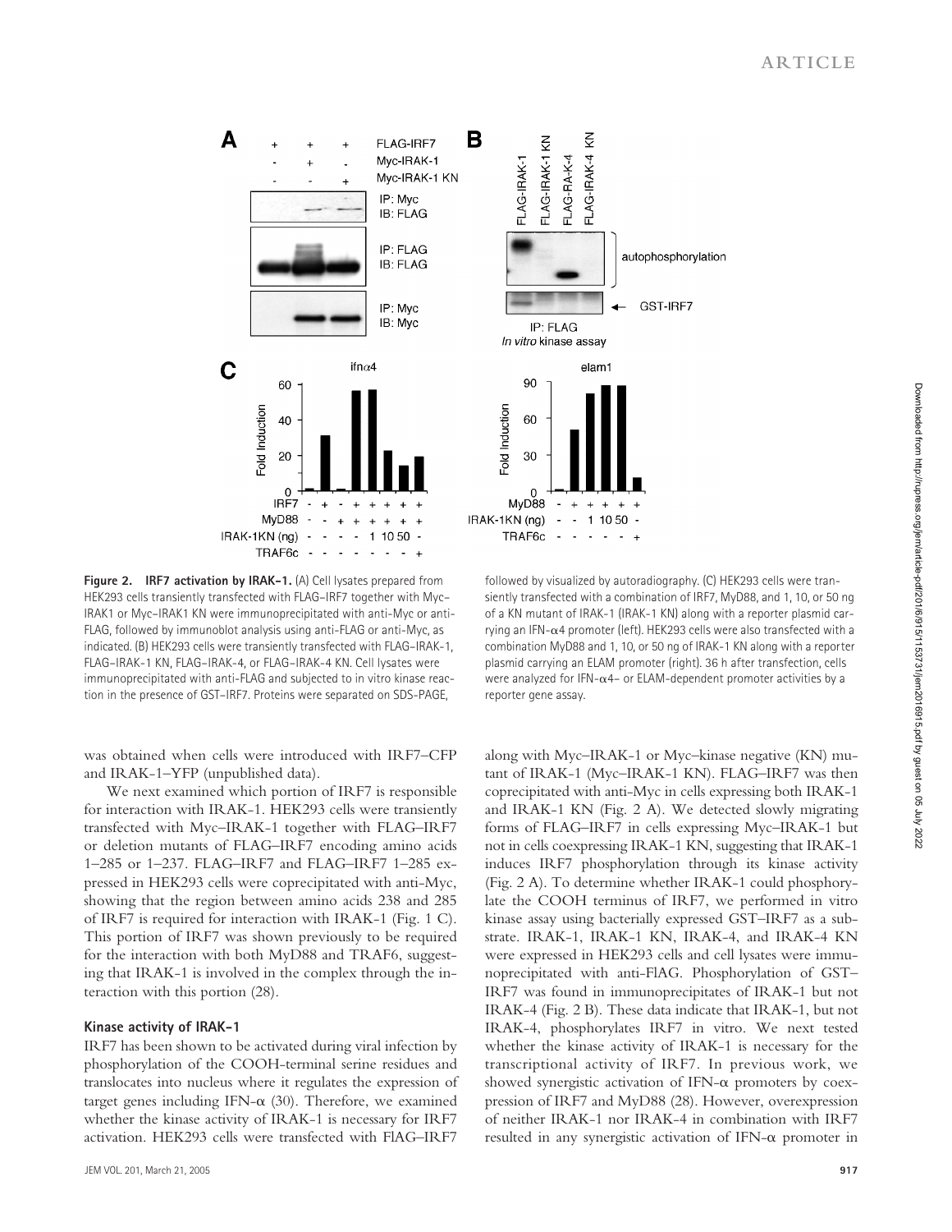**Figure 2. IRF7 activation by IRAK-1.** (A) Cell lysates prepared from HEK293 cells transiently transfected with FLAG–IRF7 together with Myc–IRAK1 or Myc–IRAK1 KN were immunoprecipitated with anti-Myc or anti-FLAG, followed by immunoblot analysis using anti-FLAG or anti-Myc, as indicated. (B) HEK293 cells were transiently transfected with FLAG–IRAK-1, FLAG–IRAK-1 KN, FLAG–IRAK-4, or FLAG–IRAK-4 KN. Cell lysates were immunoprecipitated with anti-FLAG and subjected to in vitro kinase reaction in the presence of GST–IRF7. Proteins were separated on SDS-PAGE, followed by visualized by autoradiography. (C) HEK293 cells were transiently transfected with a combination of IRF7, MyD88, and 1, 10, or 50 ng of a KN mutant of IRAK-1 (IRAK-1 KN) along with a reporter plasmid carrying an IFN-α4 promoter (left). HEK293 cells were also transfected with a combination MyD88 and 1, 10, or 50 ng of IRAK-1 KN along with a reporter plasmid carrying an ELAM promoter (right). 36 h after transfection, cells were analyzed for IFN-α4– or ELAM-dependent promoter activities by a reporter gene assay.

was obtained when cells were introduced with IRF7–CFP and IRAK-1–YFP (unpublished data).

We next examined which portion of IRF7 is responsible for interaction with IRAK-1. HEK293 cells were transiently transfected with Myc–IRAK-1 together with FLAG–IRF7 or deletion mutants of FLAG–IRF7 encoding amino acids 1–285 or 1–237. FLAG–IRF7 and FLAG–IRF7 1–285 expressed in HEK293 cells were coprecipitated with anti-Myc, showing that the region between amino acids 238 and 285 of IRF7 is required for interaction with IRAK-1 (Fig. 1 C). This portion of IRF7 was shown previously to be required for the interaction with both MyD88 and TRAF6, suggesting that IRAK-1 is involved in the complex through the interaction with this portion (28).

### Kinase activity of IRAK-1

IRF7 has been shown to be activated during viral infection by phosphorylation of the COOH-terminal serine residues and translocates into nucleus where it regulates the expression of target genes including IFN-α (30). Therefore, we examined whether the kinase activity of IRAK-1 is necessary for IRF7 activation. HEK293 cells were transfected with FlAG–IRF7 along with Myc–IRAK-1 or Myc–kinase negative (KN) mutant of IRAK-1 (Myc–IRAK-1 KN). FLAG–IRF7 was then coprecipitated with anti-Myc in cells expressing both IRAK-1 and IRAK-1 KN (Fig. 2 A). We detected slowly migrating forms of FLAG–IRF7 in cells expressing Myc–IRAK-1 but not in cells coexpressing IRAK-1 KN, suggesting that IRAK-1 induces IRF7 phosphorylation through its kinase activity (Fig. 2 A). To determine whether IRAK-1 could phosphorylate the COOH terminus of IRF7, we performed in vitro kinase assay using bacterially expressed GST–IRF7 as a substrate. IRAK-1, IRAK-1 KN, IRAK-4, and IRAK-4 KN were expressed in HEK293 cells and cell lysates were immunoprecipitated with anti-FlAG. Phosphorylation of GST–IRF7 was found in immunoprecipitates of IRAK-1 but not IRAK-4 (Fig. 2 B). These data indicate that IRAK-1, but not IRAK-4, phosphorylates IRF7 in vitro. We next tested whether the kinase activity of IRAK-1 is necessary for the transcriptional activity of IRF7. In previous work, we showed synergistic activation of IFN-α promoters by coexpression of IRF7 and MyD88 (28). However, overexpression of neither IRAK-1 nor IRAK-4 in combination with IRF7 resulted in any synergistic activation of IFN-α promoter in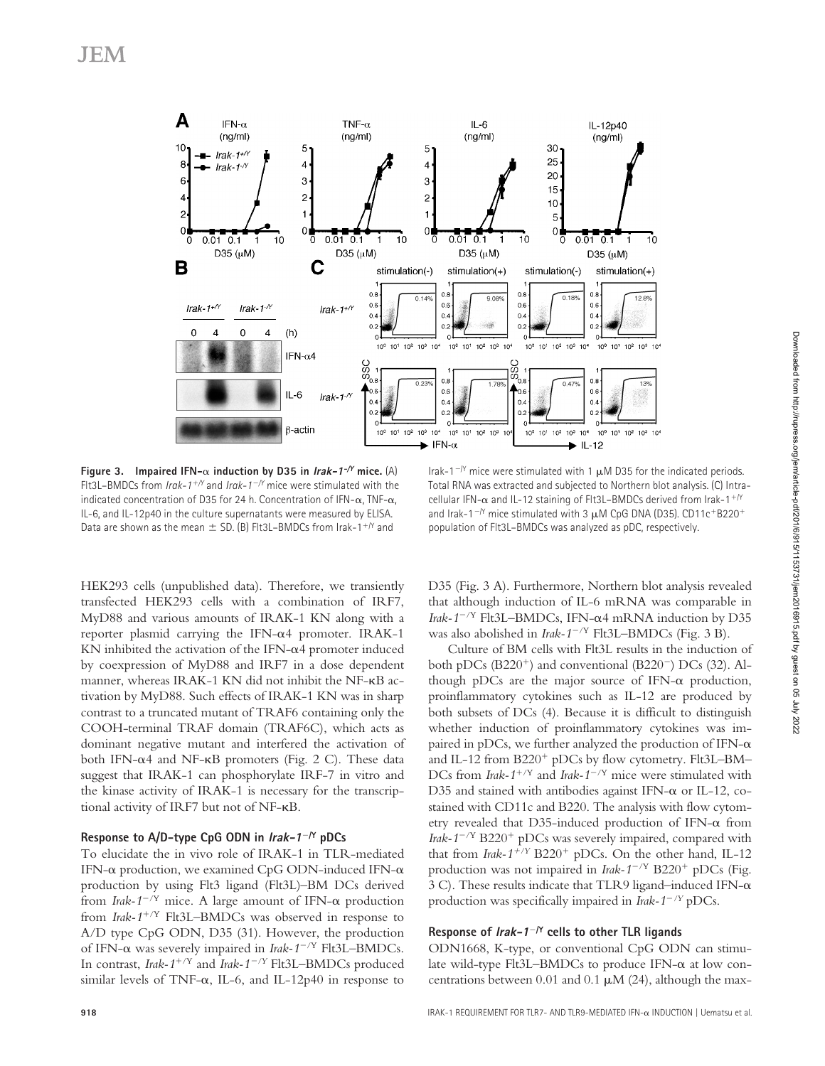Figure 3. **Impaired IFN-α induction by D35 in *Irak-1*$^{-/Y}$ mice.** (A) Flt3L–BMDCs from *Irak-1*$^{+/Y}$ and *Irak-1*$^{-/Y}$ mice were stimulated with the indicated concentration of D35 for 24 h. Concentration of IFN-α, TNF-α, IL-6, and IL-12p40 in the culture supernatants were measured by ELISA. Data are shown as the mean ± SD. (B) Flt3L–BMDCs from Irak-1$^{+/Y}$ and Irak-1$^{-/Y}$ mice were stimulated with 1 μM D35 for the indicated periods. Total RNA was extracted and subjected to Northern blot analysis. (C) Intracellular IFN-α and IL-12 staining of Flt3L–BMDCs derived from Irak-1$^{+/Y}$ and Irak-1$^{-/Y}$ mice stimulated with 3 μM CpG DNA (D35). CD11c$^{+}$B220$^{+}$ population of Flt3L–BMDCs was analyzed as pDC, respectively.

HEK293 cells (unpublished data). Therefore, we transiently transfected HEK293 cells with a combination of IRF7, MyD88 and various amounts of IRAK-1 KN along with a reporter plasmid carrying the IFN-α4 promoter. IRAK-1 KN inhibited the activation of the IFN-α4 promoter induced by coexpression of MyD88 and IRF7 in a dose dependent manner, whereas IRAK-1 KN did not inhibit the NF-κB activation by MyD88. Such effects of IRAK-1 KN was in sharp contrast to a truncated mutant of TRAF6 containing only the COOH-terminal TRAF domain (TRAF6C), which acts as dominant negative mutant and interfered the activation of both IFN-α4 and NF-κB promoters (Fig. 2 C). These data suggest that IRAK-1 can phosphorylate IRF-7 in vitro and the kinase activity of IRAK-1 is necessary for the transcriptional activity of IRF7 but not of NF-κB.

### Response to A/D-type CpG ODN in *Irak-1*$^{-/Y}$ pDCs

To elucidate the in vivo role of IRAK-1 in TLR-mediated IFN-α production, we examined CpG ODN-induced IFN-α production by using Flt3 ligand (Flt3L)–BM DCs derived from *Irak-1*$^{-/Y}$ mice. A large amount of IFN-α production from *Irak-1*$^{+/Y}$ Flt3L–BMDCs was observed in response to A/D type CpG ODN, D35 (31). However, the production of IFN-α was severely impaired in *Irak-1*$^{-/Y}$ Flt3L–BMDCs. In contrast, *Irak-1*$^{+/Y}$ and *Irak-1*$^{-/Y}$ Flt3L–BMDCs produced similar levels of TNF-α, IL-6, and IL-12p40 in response to D35 (Fig. 3 A). Furthermore, Northern blot analysis revealed that although induction of IL-6 mRNA was comparable in *Irak-1*$^{-/Y}$ Flt3L–BMDCs, IFN-α4 mRNA induction by D35 was also abolished in *Irak-1*$^{-/Y}$ Flt3L–BMDCs (Fig. 3 B).

Culture of BM cells with Flt3L results in the induction of both pDCs (B220$^{+}$) and conventional (B220$^{-}$) DCs (32). Although pDCs are the major source of IFN-α production, proinflammatory cytokines such as IL-12 are produced by both subsets of DCs (4). Because it is difficult to distinguish whether induction of proinflammatory cytokines was impaired in pDCs, we further analyzed the production of IFN-α and IL-12 from B220$^{+}$ pDCs by flow cytometry. Flt3L–BM–DCs from *Irak-1*$^{+/Y}$ and *Irak-1*$^{-/Y}$ mice were stimulated with D35 and stained with antibodies against IFN-α or IL-12, costained with CD11c and B220. The analysis with flow cytometry revealed that D35-induced production of IFN-α from *Irak-1*$^{-/Y}$ B220$^{+}$ pDCs was severely impaired, compared with that from *Irak-1*$^{+/Y}$ B220$^{+}$ pDCs. On the other hand, IL-12 production was not impaired in *Irak-1*$^{-/Y}$ B220$^{+}$ pDCs (Fig. 3 C). These results indicate that TLR9 ligand–induced IFN-α production was specifically impaired in *Irak-1*$^{-/Y}$ pDCs.

### Response of *Irak-1*$^{-/Y}$ cells to other TLR ligands

ODN1668, K-type, or conventional CpG ODN can stimulate wild-type Flt3L–BMDCs to produce IFN-α at low concentrations between 0.01 and 0.1 μM (24), although the max-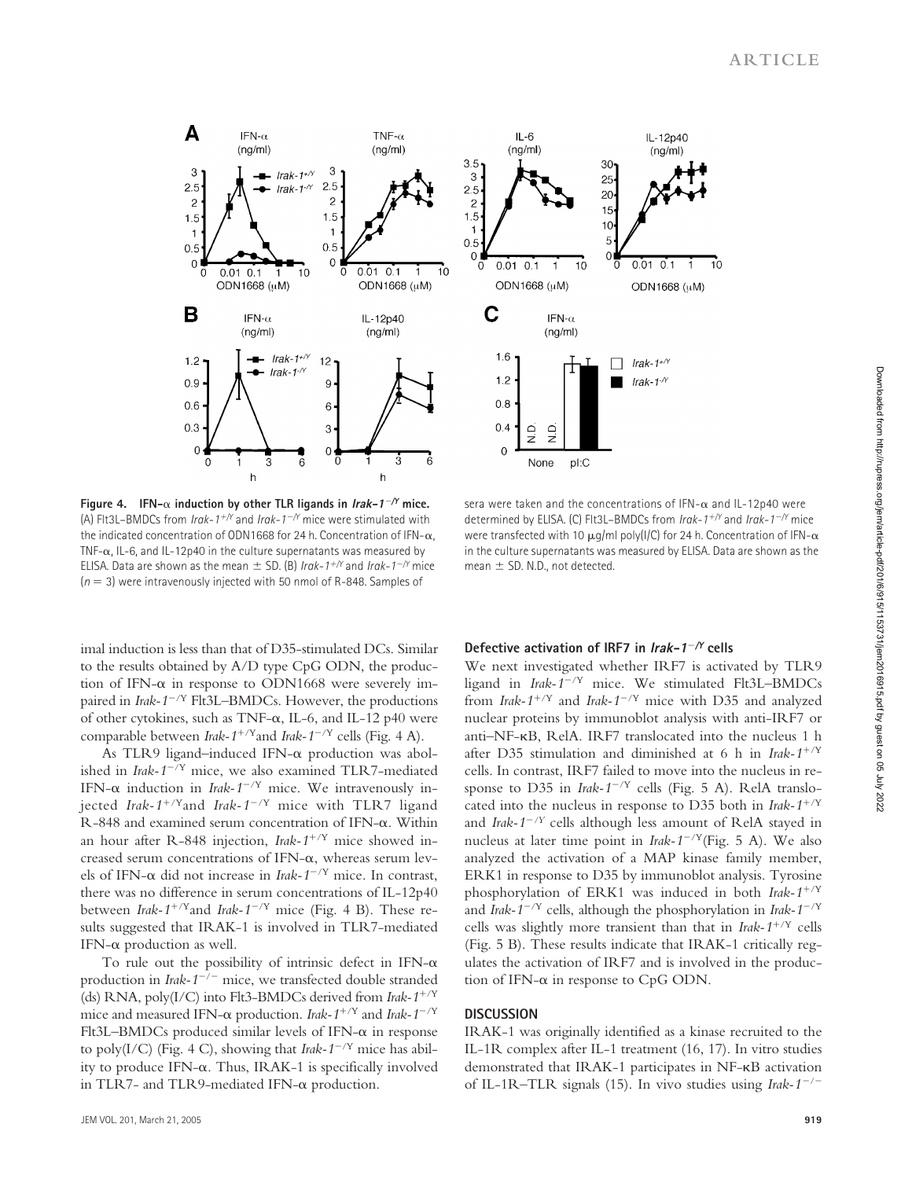**Figure 4. IFN-α induction by other TLR ligands in *Irak-1*$^{-/Y}$ mice.** (A) Flt3L–BMDCs from *Irak-1*$^{+/Y}$ and *Irak-1*$^{-/Y}$ mice were stimulated with the indicated concentration of ODN1668 for 24 h. Concentration of IFN-α, TNF-α, IL-6, and IL-12p40 in the culture supernatants was measured by ELISA. Data are shown as the mean ± SD. (B) *Irak-1*$^{+/Y}$ and *Irak-1*$^{-/Y}$ mice ($n = 3$) were intravenously injected with 50 nmol of R-848. Samples of sera were taken and the concentrations of IFN-α and IL-12p40 were determined by ELISA. (C) Flt3L–BMDCs from *Irak-1*$^{+/Y}$ and *Irak-1*$^{-/Y}$ mice were transfected with 10 μg/ml poly(I/C) for 24 h. Concentration of IFN-α in the culture supernatants was measured by ELISA. Data are shown as the mean ± SD. N.D., not detected.

imal induction is less than that of D35-stimulated DCs. Similar to the results obtained by A/D type CpG ODN, the production of IFN-α in response to ODN1668 were severely impaired in *Irak-1*$^{-/Y}$ Flt3L–BMDCs. However, the productions of other cytokines, such as TNF-α, IL-6, and IL-12 p40 were comparable between *Irak-1*$^{+/Y}$and *Irak-1*$^{-/Y}$ cells (Fig. 4 A).

As TLR9 ligand–induced IFN-α production was abolished in *Irak-1*$^{-/Y}$ mice, we also examined TLR7-mediated IFN-α induction in *Irak-1*$^{-/Y}$ mice. We intravenously injected *Irak-1*$^{+/Y}$and *Irak-1*$^{-/Y}$ mice with TLR7 ligand R-848 and examined serum concentration of IFN-α. Within an hour after R-848 injection, *Irak-1*$^{+/Y}$ mice showed increased serum concentrations of IFN-α, whereas serum levels of IFN-α did not increase in *Irak-1*$^{-/Y}$ mice. In contrast, there was no difference in serum concentrations of IL-12p40 between *Irak-1*$^{+/Y}$and *Irak-1*$^{-/Y}$ mice (Fig. 4 B). These results suggested that IRAK-1 is involved in TLR7-mediated IFN-α production as well.

To rule out the possibility of intrinsic defect in IFN-α production in *Irak-1*$^{-/-}$ mice, we transfected double stranded (ds) RNA, poly(I/C) into Flt3-BMDCs derived from *Irak-1*$^{+/Y}$ mice and measured IFN-α production. *Irak-1*$^{+/Y}$ and *Irak-1*$^{-/Y}$ Flt3L–BMDCs produced similar levels of IFN-α in response to poly(I/C) (Fig. 4 C), showing that *Irak-1*$^{-/Y}$ mice has ability to produce IFN-α. Thus, IRAK-1 is specifically involved in TLR7- and TLR9-mediated IFN-α production.

### Defective activation of IRF7 in *Irak-1*$^{-/Y}$ cells

We next investigated whether IRF7 is activated by TLR9 ligand in *Irak-1*$^{-/Y}$ mice. We stimulated Flt3L–BMDCs from *Irak-1*$^{+/Y}$ and *Irak-1*$^{-/Y}$ mice with D35 and analyzed nuclear proteins by immunoblot analysis with anti-IRF7 or anti–NF-κB, RelA. IRF7 translocated into the nucleus 1 h after D35 stimulation and diminished at 6 h in *Irak-1*$^{+/Y}$ cells. In contrast, IRF7 failed to move into the nucleus in response to D35 in *Irak-1*$^{-/Y}$ cells (Fig. 5 A). RelA translocated into the nucleus in response to D35 both in *Irak-1*$^{+/Y}$ and *Irak-1*$^{-/Y}$ cells although less amount of RelA stayed in nucleus at later time point in *Irak-1*$^{-/Y}$(Fig. 5 A). We also analyzed the activation of a MAP kinase family member, ERK1 in response to D35 by immunoblot analysis. Tyrosine phosphorylation of ERK1 was induced in both *Irak-1*$^{+/Y}$ and *Irak-1*$^{-/Y}$ cells, although the phosphorylation in *Irak-1*$^{-/Y}$ cells was slightly more transient than that in *Irak-1*$^{+/Y}$ cells (Fig. 5 B). These results indicate that IRAK-1 critically regulates the activation of IRF7 and is involved in the production of IFN-α in response to CpG ODN.

## DISCUSSION

IRAK-1 was originally identified as a kinase recruited to the IL-1R complex after IL-1 treatment (16, 17). In vitro studies demonstrated that IRAK-1 participates in NF-κB activation of IL-1R–TLR signals (15). In vivo studies using *Irak-1*$^{-/-}$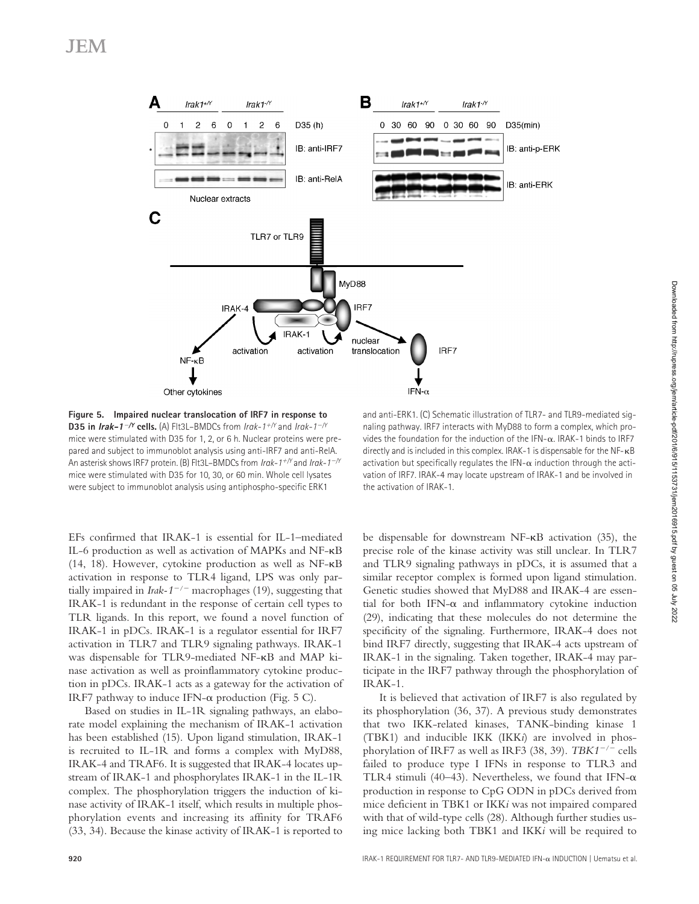**Figure 5. Impaired nuclear translocation of IRF7 in response to D35 in *Irak-1*$^{-/Y}$ cells.** (A) Flt3L-BMDCs from *Irak-1*$^{+/Y}$ and *Irak-1*$^{-/Y}$ mice were stimulated with D35 for 1, 2, or 6 h. Nuclear proteins were prepared and subject to immunoblot analysis using anti-IRF7 and anti-RelA. An asterisk shows IRF7 protein. (B) Flt3L-BMDCs from *Irak-1*$^{+/Y}$ and *Irak-1*$^{-/Y}$ mice were stimulated with D35 for 10, 30, or 60 min. Whole cell lysates were subject to immunoblot analysis using antiphospho-specific ERK1 and anti-ERK1. (C) Schematic illustration of TLR7- and TLR9-mediated signaling pathway. IRF7 interacts with MyD88 to form a complex, which provides the foundation for the induction of the IFN-α. IRAK-1 binds to IRF7 directly and is included in this complex. IRAK-1 is dispensable for the NF-κB activation but specifically regulates the IFN-α induction through the activation of IRF7. IRAK-4 may locate upstream of IRAK-1 and be involved in the activation of IRAK-1.

EFs confirmed that IRAK-1 is essential for IL-1–mediated IL-6 production as well as activation of MAPKs and NF-κB (14, 18). However, cytokine production as well as NF-κB activation in response to TLR4 ligand, LPS was only partially impaired in *Irak-1*$^{-/-}$ macrophages (19), suggesting that IRAK-1 is redundant in the response of certain cell types to TLR ligands. In this report, we found a novel function of IRAK-1 in pDCs. IRAK-1 is a regulator essential for IRF7 activation in TLR7 and TLR9 signaling pathways. IRAK-1 was dispensable for TLR9-mediated NF-κB and MAP kinase activation as well as proinflammatory cytokine production in pDCs. IRAK-1 acts as a gateway for the activation of IRF7 pathway to induce IFN-α production (Fig. 5 C).

Based on studies in IL-1R signaling pathways, an elaborate model explaining the mechanism of IRAK-1 activation has been established (15). Upon ligand stimulation, IRAK-1 is recruited to IL-1R and forms a complex with MyD88, IRAK-4 and TRAF6. It is suggested that IRAK-4 locates upstream of IRAK-1 and phosphorylates IRAK-1 in the IL-1R complex. The phosphorylation triggers the induction of kinase activity of IRAK-1 itself, which results in multiple phosphorylation events and increasing its affinity for TRAF6 (33, 34). Because the kinase activity of IRAK-1 is reported to be dispensable for downstream NF-κB activation (35), the precise role of the kinase activity was still unclear. In TLR7 and TLR9 signaling pathways in pDCs, it is assumed that a similar receptor complex is formed upon ligand stimulation. Genetic studies showed that MyD88 and IRAK-4 are essential for both IFN-α and inflammatory cytokine induction (29), indicating that these molecules do not determine the specificity of the signaling. Furthermore, IRAK-4 does not bind IRF7 directly, suggesting that IRAK-4 acts upstream of IRAK-1 in the signaling. Taken together, IRAK-4 may participate in the IRF7 pathway through the phosphorylation of IRAK-1.

It is believed that activation of IRF7 is also regulated by its phosphorylation (36, 37). A previous study demonstrates that two IKK-related kinases, TANK-binding kinase 1 (TBK1) and inducible IKK (IKK*i*) are involved in phosphorylation of IRF7 as well as IRF3 (38, 39). *TBK1*$^{-/-}$ cells failed to produce type I IFNs in response to TLR3 and TLR4 stimuli (40–43). Nevertheless, we found that IFN-α production in response to CpG ODN in pDCs derived from mice deficient in TBK1 or IKK*i* was not impaired compared with that of wild-type cells (28). Although further studies using mice lacking both TBK1 and IKK*i* will be required to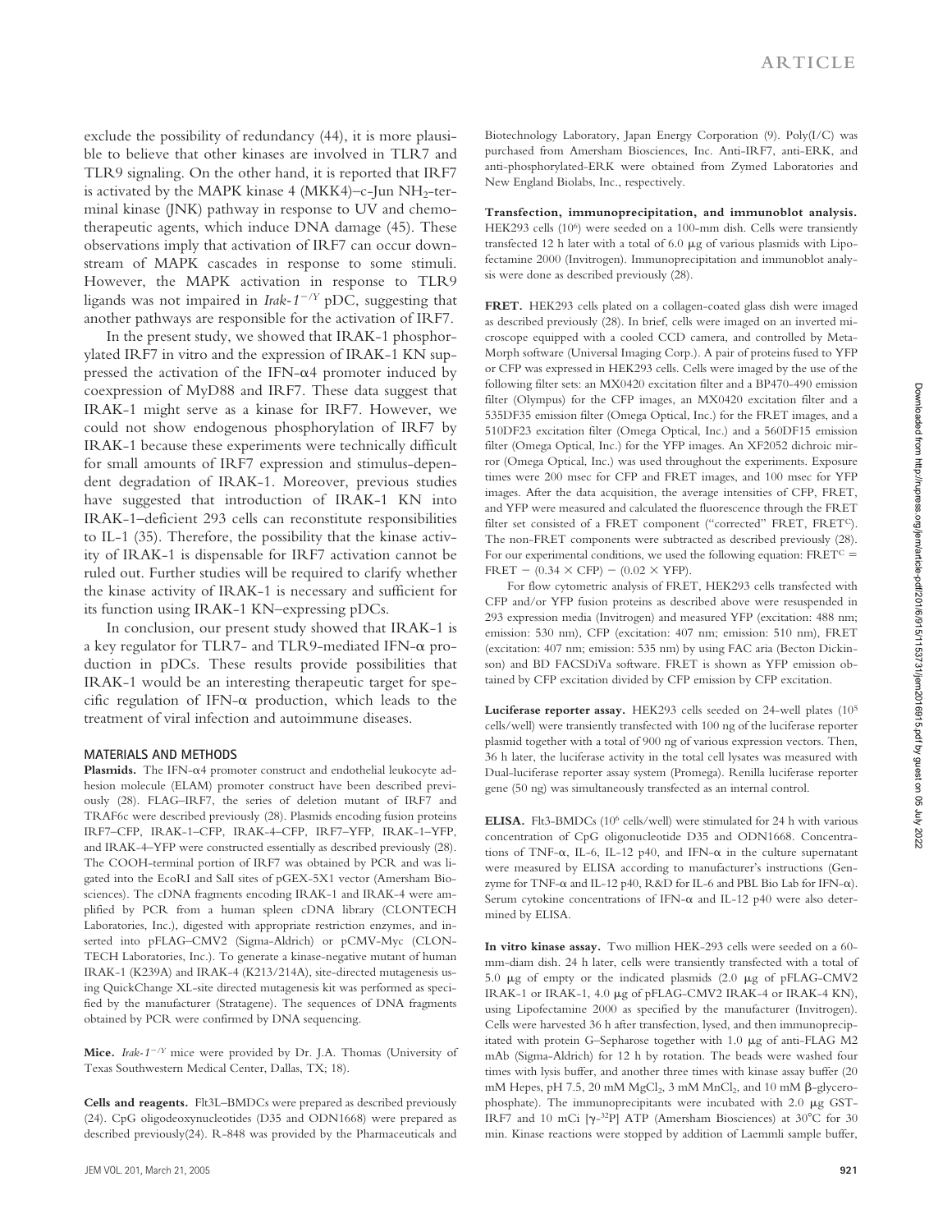exclude the possibility of redundancy (44), it is more plausible to believe that other kinases are involved in TLR7 and TLR9 signaling. On the other hand, it is reported that IRF7 is activated by the MAPK kinase 4 (MKK4)–c-Jun $NH_2$-terminal kinase (JNK) pathway in response to UV and chemotherapeutic agents, which induce DNA damage (45). These observations imply that activation of IRF7 can occur downstream of MAPK cascades in response to some stimuli. However, the MAPK activation in response to TLR9 ligands was not impaired in *Irak-1*$^{-/Y}$ pDC, suggesting that another pathways are responsible for the activation of IRF7.

In the present study, we showed that IRAK-1 phosphorylated IRF7 in vitro and the expression of IRAK-1 KN suppressed the activation of the IFN-α4 promoter induced by coexpression of MyD88 and IRF7. These data suggest that IRAK-1 might serve as a kinase for IRF7. However, we could not show endogenous phosphorylation of IRF7 by IRAK-1 because these experiments were technically difficult for small amounts of IRF7 expression and stimulus-dependent degradation of IRAK-1. Moreover, previous studies have suggested that introduction of IRAK-1 KN into IRAK-1–deficient 293 cells can reconstitute responsibilities to IL-1 (35). Therefore, the possibility that the kinase activity of IRAK-1 is dispensable for IRF7 activation cannot be ruled out. Further studies will be required to clarify whether the kinase activity of IRAK-1 is necessary and sufficient for its function using IRAK-1 KN–expressing pDCs.

In conclusion, our present study showed that IRAK-1 is a key regulator for TLR7- and TLR9-mediated IFN-α production in pDCs. These results provide possibilities that IRAK-1 would be an interesting therapeutic target for specific regulation of IFN-α production, which leads to the treatment of viral infection and autoimmune diseases.

## MATERIALS AND METHODS

**Plasmids.** The IFN-α4 promoter construct and endothelial leukocyte adhesion molecule (ELAM) promoter construct have been described previously (28). FLAG–IRF7, the series of deletion mutant of IRF7 and TRAF6c were described previously (28). Plasmids encoding fusion proteins IRF7–CFP, IRAK-1–CFP, IRAK-4–CFP, IRF7–YFP, IRAK-1–YFP, and IRAK-4–YFP were constructed essentially as described previously (28). The COOH-terminal portion of IRF7 was obtained by PCR and was ligated into the EcoRI and SalI sites of pGEX-5X1 vector (Amersham Biosciences). The cDNA fragments encoding IRAK-1 and IRAK-4 were amplified by PCR from a human spleen cDNA library (CLONTECH Laboratories, Inc.), digested with appropriate restriction enzymes, and inserted into pFLAG–CMV2 (Sigma-Aldrich) or pCMV-Myc (CLONTECH Laboratories, Inc.). To generate a kinase-negative mutant of human IRAK-1 (K239A) and IRAK-4 (K213/214A), site-directed mutagenesis using QuickChange XL-site directed mutagenesis kit was performed as specified by the manufacturer (Stratagene). The sequences of DNA fragments obtained by PCR were confirmed by DNA sequencing.

**Mice.** *Irak-1*$^{-/Y}$ mice were provided by Dr. J.A. Thomas (University of Texas Southwestern Medical Center, Dallas, TX; 18).

**Cells and reagents.** Flt3L–BMDCs were prepared as described previously (24). CpG oligodeoxynucleotides (D35 and ODN1668) were prepared as described previously(24). R-848 was provided by the Pharmaceuticals and Biotechnology Laboratory, Japan Energy Corporation (9). Poly(I/C) was purchased from Amersham Biosciences, Inc. Anti-IRF7, anti-ERK, and anti-phosphorylated-ERK were obtained from Zymed Laboratories and New England Biolabs, Inc., respectively.

**Transfection, immunoprecipitation, and immunoblot analysis.** HEK293 cells ($10^6$) were seeded on a 100-mm dish. Cells were transiently transfected 12 h later with a total of 6.0 μg of various plasmids with Lipofectamine 2000 (Invitrogen). Immunoprecipitation and immunoblot analysis were done as described previously (28).

**FRET.** HEK293 cells plated on a collagen-coated glass dish were imaged as described previously (28). In brief, cells were imaged on an inverted microscope equipped with a cooled CCD camera, and controlled by MetaMorph software (Universal Imaging Corp.). A pair of proteins fused to YFP or CFP was expressed in HEK293 cells. Cells were imaged by the use of the following filter sets: an MX0420 excitation filter and a BP470-490 emission filter (Olympus) for the CFP images, an MX0420 excitation filter and a 535DF35 emission filter (Omega Optical, Inc.) for the FRET images, and a 510DF23 excitation filter (Omega Optical, Inc.) and a 560DF15 emission filter (Omega Optical, Inc.) for the YFP images. An XF2052 dichroic mirror (Omega Optical, Inc.) was used throughout the experiments. Exposure times were 200 msec for CFP and FRET images, and 100 msec for YFP images. After the data acquisition, the average intensities of CFP, FRET, and YFP were measured and calculated the fluorescence through the FRET filter set consisted of a FRET component ("corrected" FRET, $FRET^C$). The non-FRET components were subtracted as described previously (28). For our experimental conditions, we used the following equation: $FRET^C = FRET - (0.34 \times CFP) - (0.02 \times YFP)$.

For flow cytometric analysis of FRET, HEK293 cells transfected with CFP and/or YFP fusion proteins as described above were resuspended in 293 expression media (Invitrogen) and measured YFP (excitation: 488 nm; emission: 530 nm), CFP (excitation: 407 nm; emission: 510 nm), FRET (excitation: 407 nm; emission: 535 nm) by using FAC aria (Becton Dickinson) and BD FACSDiVa software. FRET is shown as YFP emission obtained by CFP excitation divided by CFP emission by CFP excitation.

**Luciferase reporter assay.** HEK293 cells seeded on 24-well plates ($10^5$ cells/well) were transiently transfected with 100 ng of the luciferase reporter plasmid together with a total of 900 ng of various expression vectors. Then, 36 h later, the luciferase activity in the total cell lysates was measured with Dual-luciferase reporter assay system (Promega). Renilla luciferase reporter gene (50 ng) was simultaneously transfected as an internal control.

**ELISA.** Flt3-BMDCs ($10^6$ cells/well) were stimulated for 24 h with various concentration of CpG oligonucleotide D35 and ODN1668. Concentrations of TNF-α, IL-6, IL-12 p40, and IFN-α in the culture supernatant were measured by ELISA according to manufacturer's instructions (Genzyme for TNF-α and IL-12 p40, R&D for IL-6 and PBL Bio Lab for IFN-α). Serum cytokine concentrations of IFN-α and IL-12 p40 were also determined by ELISA.

**In vitro kinase assay.** Two million HEK-293 cells were seeded on a 60-mm-diam dish. 24 h later, cells were transiently transfected with a total of 5.0 μg of empty or the indicated plasmids (2.0 μg of pFLAG-CMV2 IRAK-1 or IRAK-1, 4.0 μg of pFLAG-CMV2 IRAK-4 or IRAK-4 KN), using Lipofectamine 2000 as specified by the manufacturer (Invitrogen). Cells were harvested 36 h after transfection, lysed, and then immunoprecipitated with protein G–Sepharose together with 1.0 μg of anti-FLAG M2 mAb (Sigma-Aldrich) for 12 h by rotation. The beads were washed four times with lysis buffer, and another three times with kinase assay buffer (20 mM Hepes, pH 7.5, 20 mM $MgCl_2$, 3 mM $MnCl_2$, and 10 mM β-glycerophosphate). The immunoprecipitants were incubated with 2.0 μg GST-IRF7 and 10 mCi [γ-$^{32}$P] ATP (Amersham Biosciences) at 30°C for 30 min. Kinase reactions were stopped by addition of Laemmli sample buffer,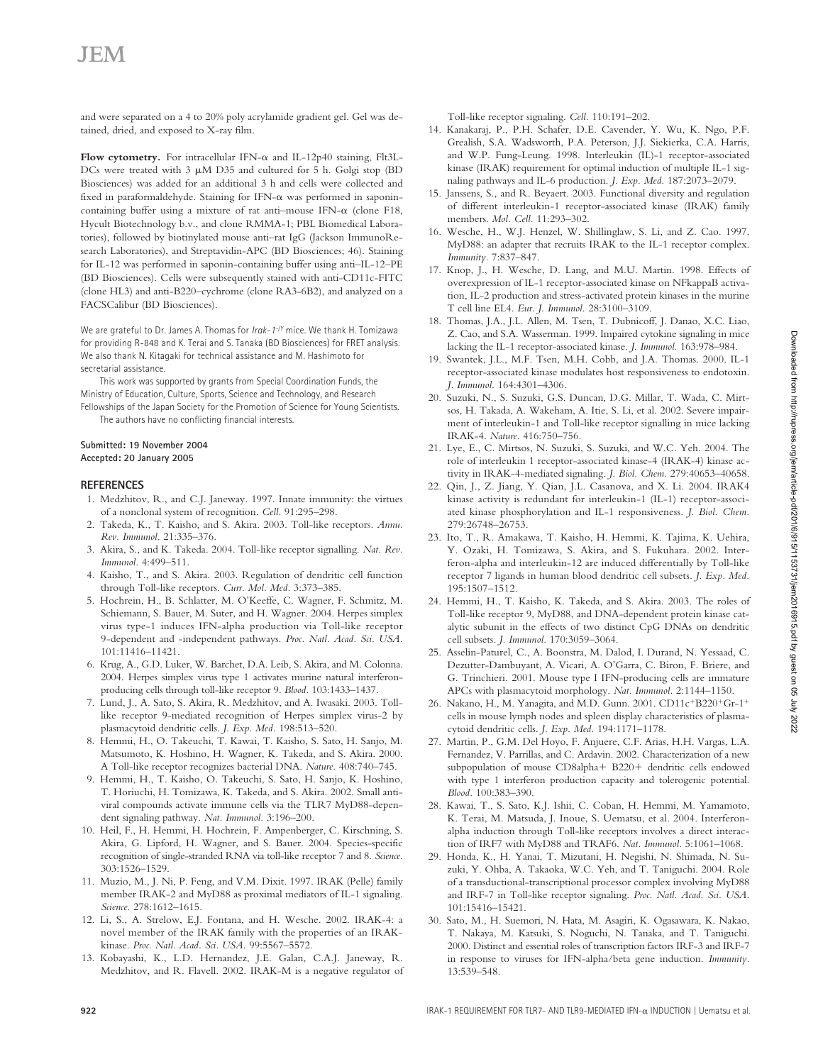and were separated on a 4 to 20% poly acrylamide gradient gel. Gel was detained, dried, and exposed to X-ray film.

**Flow cytometry.** For intracellular IFN-α and IL-12p40 staining, Flt3L-DCs were treated with 3 μM D35 and cultured for 5 h. Golgi stop (BD Biosciences) was added for an additional 3 h and cells were collected and fixed in paraformaldehyde. Staining for IFN-α was performed in saponin-containing buffer using a mixture of rat anti–mouse IFN-α (clone F18, Hycult Biotechnology b.v., and clone RMMA-1; PBL Biomedical Laboratories), followed by biotinylated mouse anti–rat IgG (Jackson ImmunoResearch Laboratories), and Streptavidin-APC (BD Biosciences; 46). Staining for IL-12 was performed in saponin-containing buffer using anti–IL-12–PE (BD Biosciences). Cells were subsequently stained with anti-CD11c-FITC (clone HL3) and anti-B220–cychrome (clone RA3-6B2), and analyzed on a FACSCalibur (BD Biosciences).

We are grateful to Dr. James A. Thomas for *Irak-1*$^{-/Y}$ mice. We thank H. Tomizawa for providing R-848 and K. Terai and S. Tanaka (BD Biosciences) for FRET analysis. We also thank N. Kitagaki for technical assistance and M. Hashimoto for secretarial assistance.

This work was supported by grants from Special Coordination Funds, the Ministry of Education, Culture, Sports, Science and Technology, and Research Fellowships of the Japan Society for the Promotion of Science for Young Scientists.

The authors have no conflicting financial interests.

**Submitted: 19 November 2004**
**Accepted: 20 January 2005**

## REFERENCES

1. Medzhitov, R., and C.J. Janeway. 1997. Innate immunity: the virtues of a nonclonal system of recognition. *Cell.* 91:295–298.
2. Takeda, K., T. Kaisho, and S. Akira. 2003. Toll-like receptors. *Annu. Rev. Immunol.* 21:335–376.
3. Akira, S., and K. Takeda. 2004. Toll-like receptor signalling. *Nat. Rev. Immunol.* 4:499–511.
4. Kaisho, T., and S. Akira. 2003. Regulation of dendritic cell function through Toll-like receptors. *Curr. Mol. Med.* 3:373–385.
5. Hochrein, H., B. Schlatter, M. O'Keeffe, C. Wagner, F. Schmitz, M. Schiemann, S. Bauer, M. Suter, and H. Wagner. 2004. Herpes simplex virus type-1 induces IFN-alpha production via Toll-like receptor 9-dependent and -independent pathways. *Proc. Natl. Acad. Sci. USA.* 101:11416–11421.
6. Krug, A., G.D. Luker, W. Barchet, D.A. Leib, S. Akira, and M. Colonna. 2004. Herpes simplex virus type 1 activates murine natural interferon-producing cells through toll-like receptor 9. *Blood.* 103:1433–1437.
7. Lund, J., A. Sato, S. Akira, R. Medzhitov, and A. Iwasaki. 2003. Toll-like receptor 9-mediated recognition of Herpes simplex virus-2 by plasmacytoid dendritic cells. *J. Exp. Med.* 198:513–520.
8. Hemmi, H., O. Takeuchi, T. Kawai, T. Kaisho, S. Sato, H. Sanjo, M. Matsumoto, K. Hoshino, H. Wagner, K. Takeda, and S. Akira. 2000. A Toll-like receptor recognizes bacterial DNA. *Nature.* 408:740–745.
9. Hemmi, H., T. Kaisho, O. Takeuchi, S. Sato, H. Sanjo, K. Hoshino, T. Horiuchi, H. Tomizawa, K. Takeda, and S. Akira. 2002. Small antiviral compounds activate immune cells via the TLR7 MyD88-dependent signaling pathway. *Nat. Immunol.* 3:196–200.
10. Heil, F., H. Hemmi, H. Hochrein, F. Ampenberger, C. Kirschning, S. Akira, G. Lipford, H. Wagner, and S. Bauer. 2004. Species-specific recognition of single-stranded RNA via toll-like receptor 7 and 8. *Science.* 303:1526–1529.
11. Muzio, M., J. Ni, P. Feng, and V.M. Dixit. 1997. IRAK (Pelle) family member IRAK-2 and MyD88 as proximal mediators of IL-1 signaling. *Science.* 278:1612–1615.
12. Li, S., A. Strelow, E.J. Fontana, and H. Wesche. 2002. IRAK-4: a novel member of the IRAK family with the properties of an IRAK-kinase. *Proc. Natl. Acad. Sci. USA.* 99:5567–5572.
13. Kobayashi, K., L.D. Hernandez, J.E. Galan, C.A.J. Janeway, R. Medzhitov, and R. Flavell. 2002. IRAK-M is a negative regulator of Toll-like receptor signaling. *Cell.* 110:191–202.
14. Kanakaraj, P., P.H. Schafer, D.E. Cavender, Y. Wu, K. Ngo, P.F. Grealish, S.A. Wadsworth, P.A. Peterson, J.J. Siekierka, C.A. Harris, and W.P. Fung-Leung. 1998. Interleukin (IL)-1 receptor-associated kinase (IRAK) requirement for optimal induction of multiple IL-1 signaling pathways and IL-6 production. *J. Exp. Med.* 187:2073–2079.
15. Janssens, S., and R. Beyaert. 2003. Functional diversity and regulation of different interleukin-1 receptor-associated kinase (IRAK) family members. *Mol. Cell.* 11:293–302.
16. Wesche, H., W.J. Henzel, W. Shillinglaw, S. Li, and Z. Cao. 1997. MyD88: an adapter that recruits IRAK to the IL-1 receptor complex. *Immunity.* 7:837–847.
17. Knop, J., H. Wesche, D. Lang, and M.U. Martin. 1998. Effects of overexpression of IL-1 receptor-associated kinase on NFkappaB activation, IL-2 production and stress-activated protein kinases in the murine T cell line EL4. *Eur. J. Immunol.* 28:3100–3109.
18. Thomas, J.A., J.L. Allen, M. Tsen, T. Dubnicoff, J. Danao, X.C. Liao, Z. Cao, and S.A. Wasserman. 1999. Impaired cytokine signaling in mice lacking the IL-1 receptor-associated kinase. *J. Immunol.* 163:978–984.
19. Swantek, J.L., M.F. Tsen, M.H. Cobb, and J.A. Thomas. 2000. IL-1 receptor-associated kinase modulates host responsiveness to endotoxin. *J. Immunol.* 164:4301–4306.
20. Suzuki, N., S. Suzuki, G.S. Duncan, D.G. Millar, T. Wada, C. Mirtsos, H. Takada, A. Wakeham, A. Itie, S. Li, et al. 2002. Severe impairment of interleukin-1 and Toll-like receptor signalling in mice lacking IRAK-4. *Nature.* 416:750–756.
21. Lye, E., C. Mirtsos, N. Suzuki, S. Suzuki, and W.C. Yeh. 2004. The role of interleukin 1 receptor-associated kinase-4 (IRAK-4) kinase activity in IRAK-4-mediated signaling. *J. Biol. Chem.* 279:40653–40658.
22. Qin, J., Z. Jiang, Y. Qian, J.L. Casanova, and X. Li. 2004. IRAK4 kinase activity is redundant for interleukin-1 (IL-1) receptor-associated kinase phosphorylation and IL-1 responsiveness. *J. Biol. Chem.* 279:26748–26753.
23. Ito, T., R. Amakawa, T. Kaisho, H. Hemmi, K. Tajima, K. Uehira, Y. Ozaki, H. Tomizawa, S. Akira, and S. Fukuhara. 2002. Interferon-alpha and interleukin-12 are induced differentially by Toll-like receptor 7 ligands in human blood dendritic cell subsets. *J. Exp. Med.* 195:1507–1512.
24. Hemmi, H., T. Kaisho, K. Takeda, and S. Akira. 2003. The roles of Toll-like receptor 9, MyD88, and DNA-dependent protein kinase catalytic subunit in the effects of two distinct CpG DNAs on dendritic cell subsets. *J. Immunol.* 170:3059–3064.
25. Asselin-Paturel, C., A. Boonstra, M. Dalod, I. Durand, N. Yessaad, C. Dezutter-Dambuyant, A. Vicari, A. O'Garra, C. Biron, F. Briere, and G. Trinchieri. 2001. Mouse type I IFN-producing cells are immature APCs with plasmacytoid morphology. *Nat. Immunol.* 2:1144–1150.
26. Nakano, H., M. Yanagita, and M.D. Gunn. 2001. CD11c$^{+}$B220$^{+}$Gr-1$^{+}$ cells in mouse lymph nodes and spleen display characteristics of plasmacytoid dendritic cells. *J. Exp. Med.* 194:1171–1178.
27. Martin, P., G.M. Del Hoyo, F. Anjuere, C.F. Arias, H.H. Vargas, L.A. Fernandez, V. Parrillas, and C. Ardavin. 2002. Characterization of a new subpopulation of mouse CD8alpha+ B220+ dendritic cells endowed with type 1 interferon production capacity and tolerogenic potential. *Blood.* 100:383–390.
28. Kawai, T., S. Sato, K.J. Ishii, C. Coban, H. Hemmi, M. Yamamoto, K. Terai, M. Matsuda, J. Inoue, S. Uematsu, et al. 2004. Interferon-alpha induction through Toll-like receptors involves a direct interaction of IRF7 with MyD88 and TRAF6. *Nat. Immunol.* 5:1061–1068.
29. Honda, K., H. Yanai, T. Mizutani, H. Negishi, N. Shimada, N. Suzuki, Y. Ohba, A. Takaoka, W.C. Yeh, and T. Taniguchi. 2004. Role of a transductional-transcriptional processor complex involving MyD88 and IRF-7 in Toll-like receptor signaling. *Proc. Natl. Acad. Sci. USA.* 101:15416–15421.
30. Sato, M., H. Suemori, N. Hata, M. Asagiri, K. Ogasawara, K. Nakao, T. Nakaya, M. Katsuki, S. Noguchi, N. Tanaka, and T. Taniguchi. 2000. Distinct and essential roles of transcription factors IRF-3 and IRF-7 in response to viruses for IFN-alpha/beta gene induction. *Immunity.* 13:539–548.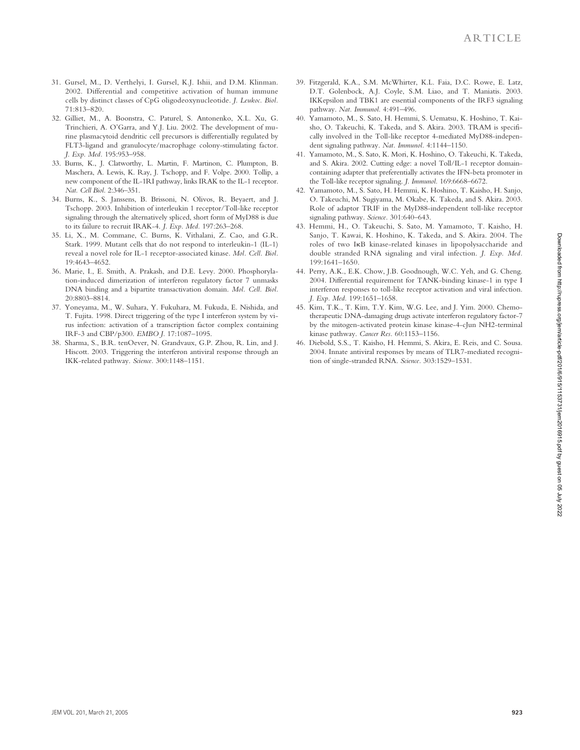31. Gursel, M., D. Verthelyi, I. Gursel, K.J. Ishii, and D.M. Klinman. 2002. Differential and competitive activation of human immune cells by distinct classes of CpG oligodeoxynucleotide. *J. Leukoc. Biol.* 71:813–820.
32. Gilliet, M., A. Boonstra, C. Paturel, S. Antonenko, X.L. Xu, G. Trinchieri, A. O'Garra, and Y.J. Liu. 2002. The development of murine plasmacytoid dendritic cell precursors is differentially regulated by FLT3-ligand and granulocyte/macrophage colony-stimulating factor. *J. Exp. Med.* 195:953–958.
33. Burns, K., J. Clatworthy, L. Martin, F. Martinon, C. Plumpton, B. Maschera, A. Lewis, K. Ray, J. Tschopp, and F. Volpe. 2000. Tollip, a new component of the IL-1RI pathway, links IRAK to the IL-1 receptor. *Nat. Cell Biol.* 2:346–351.
34. Burns, K., S. Janssens, B. Brissoni, N. Olivos, R. Beyaert, and J. Tschopp. 2003. Inhibition of interleukin 1 receptor/Toll-like receptor signaling through the alternatively spliced, short form of MyD88 is due to its failure to recruit IRAK-4. *J. Exp. Med.* 197:263–268.
35. Li, X., M. Commane, C. Burns, K. Vithalani, Z. Cao, and G.R. Stark. 1999. Mutant cells that do not respond to interleukin-1 (IL-1) reveal a novel role for IL-1 receptor-associated kinase. *Mol. Cell. Biol.* 19:4643–4652.
36. Marie, I., E. Smith, A. Prakash, and D.E. Levy. 2000. Phosphorylation-induced dimerization of interferon regulatory factor 7 unmasks DNA binding and a bipartite transactivation domain. *Mol. Cell. Biol.* 20:8803–8814.
37. Yoneyama, M., W. Suhara, Y. Fukuhara, M. Fukuda, E. Nishida, and T. Fujita. 1998. Direct triggering of the type I interferon system by virus infection: activation of a transcription factor complex containing IRF-3 and CBP/p300. *EMBO J.* 17:1087–1095.
38. Sharma, S., B.R. tenOever, N. Grandvaux, G.P. Zhou, R. Lin, and J. Hiscott. 2003. Triggering the interferon antiviral response through an IKK-related pathway. *Science.* 300:1148–1151.
39. Fitzgerald, K.A., S.M. McWhirter, K.L. Faia, D.C. Rowe, E. Latz, D.T. Golenbock, A.J. Coyle, S.M. Liao, and T. Maniatis. 2003. IKKepsilon and TBK1 are essential components of the IRF3 signaling pathway. *Nat. Immunol.* 4:491–496.
40. Yamamoto, M., S. Sato, H. Hemmi, S. Uematsu, K. Hoshino, T. Kaisho, O. Takeuchi, K. Takeda, and S. Akira. 2003. TRAM is specifically involved in the Toll-like receptor 4-mediated MyD88-independent signaling pathway. *Nat. Immunol.* 4:1144–1150.
41. Yamamoto, M., S. Sato, K. Mori, K. Hoshino, O. Takeuchi, K. Takeda, and S. Akira. 2002. Cutting edge: a novel Toll/IL-1 receptor domain-containing adapter that preferentially activates the IFN-beta promoter in the Toll-like receptor signaling. *J. Immunol.* 169:6668–6672.
42. Yamamoto, M., S. Sato, H. Hemmi, K. Hoshino, T. Kaisho, H. Sanjo, O. Takeuchi, M. Sugiyama, M. Okabe, K. Takeda, and S. Akira. 2003. Role of adaptor TRIF in the MyD88-independent toll-like receptor signaling pathway. *Science.* 301:640–643.
43. Hemmi, H., O. Takeuchi, S. Sato, M. Yamamoto, T. Kaisho, H. Sanjo, T. Kawai, K. Hoshino, K. Takeda, and S. Akira. 2004. The roles of two IκB kinase-related kinases in lipopolysaccharide and double stranded RNA signaling and viral infection. *J. Exp. Med.* 199:1641–1650.
44. Perry, A.K., E.K. Chow, J.B. Goodnough, W.C. Yeh, and G. Cheng. 2004. Differential requirement for TANK-binding kinase-1 in type I interferon responses to toll-like receptor activation and viral infection. *J. Exp. Med.* 199:1651–1658.
45. Kim, T.K., T. Kim, T.Y. Kim, W.G. Lee, and J. Yim. 2000. Chemotherapeutic DNA-damaging drugs activate interferon regulatory factor-7 by the mitogen-activated protein kinase kinase-4-cJun NH2-terminal kinase pathway. *Cancer Res.* 60:1153–1156.
46. Diebold, S.S., T. Kaisho, H. Hemmi, S. Akira, E. Reis, and C. Sousa. 2004. Innate antiviral responses by means of TLR7-mediated recognition of single-stranded RNA. *Science.* 303:1529–1531.